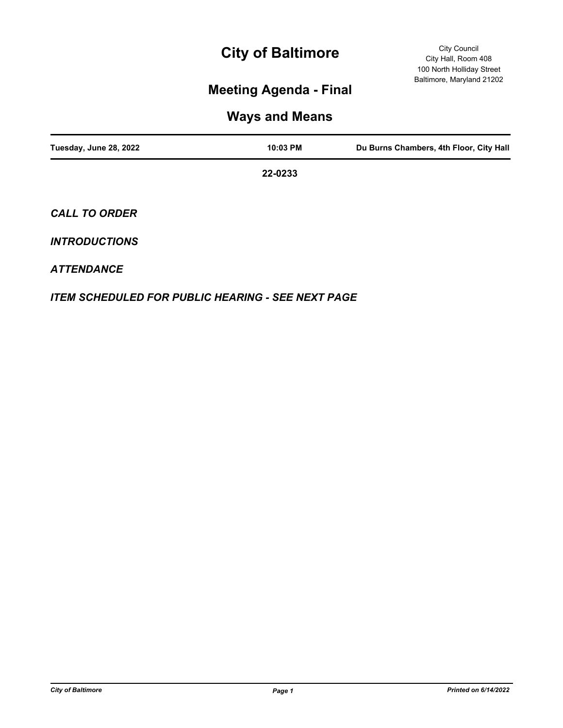# City of Baltimore

City Council
City Hall, Room 408
100 North Holliday Street
Baltimore, Maryland 21202

## Meeting Agenda - Final

## Ways and Means

| Tuesday, June 28, 2022 | 10:03 PM | Du Burns Chambers, 4th Floor, City Hall |
|---|---|---|

**22-0233**

***CALL TO ORDER***

***INTRODUCTIONS***

***ATTENDANCE***

***ITEM SCHEDULED FOR PUBLIC HEARING - SEE NEXT PAGE***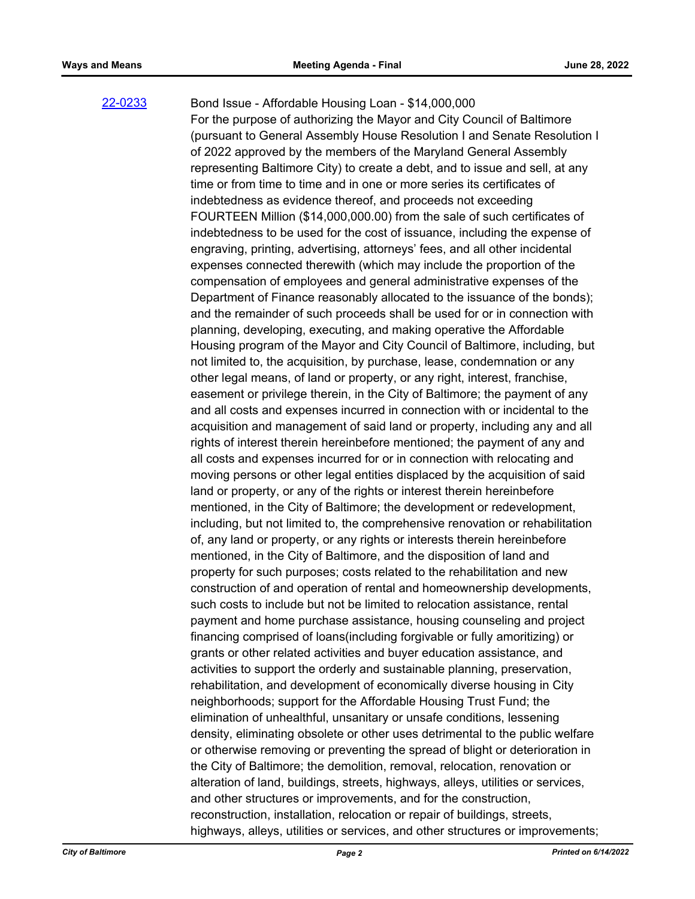[22-0233](#) Bond Issue - Affordable Housing Loan - $14,000,000

For the purpose of authorizing the Mayor and City Council of Baltimore (pursuant to General Assembly House Resolution I and Senate Resolution I of 2022 approved by the members of the Maryland General Assembly representing Baltimore City) to create a debt, and to issue and sell, at any time or from time to time and in one or more series its certificates of indebtedness as evidence thereof, and proceeds not exceeding FOURTEEN Million ($14,000,000.00) from the sale of such certificates of indebtedness to be used for the cost of issuance, including the expense of engraving, printing, advertising, attorneys' fees, and all other incidental expenses connected therewith (which may include the proportion of the compensation of employees and general administrative expenses of the Department of Finance reasonably allocated to the issuance of the bonds); and the remainder of such proceeds shall be used for or in connection with planning, developing, executing, and making operative the Affordable Housing program of the Mayor and City Council of Baltimore, including, but not limited to, the acquisition, by purchase, lease, condemnation or any other legal means, of land or property, or any right, interest, franchise, easement or privilege therein, in the City of Baltimore; the payment of any and all costs and expenses incurred in connection with or incidental to the acquisition and management of said land or property, including any and all rights of interest therein hereinbefore mentioned; the payment of any and all costs and expenses incurred for or in connection with relocating and moving persons or other legal entities displaced by the acquisition of said land or property, or any of the rights or interest therein hereinbefore mentioned, in the City of Baltimore; the development or redevelopment, including, but not limited to, the comprehensive renovation or rehabilitation of, any land or property, or any rights or interests therein hereinbefore mentioned, in the City of Baltimore, and the disposition of land and property for such purposes; costs related to the rehabilitation and new construction of and operation of rental and homeownership developments, such costs to include but not be limited to relocation assistance, rental payment and home purchase assistance, housing counseling and project financing comprised of loans(including forgivable or fully amoritizing) or grants or other related activities and buyer education assistance, and activities to support the orderly and sustainable planning, preservation, rehabilitation, and development of economically diverse housing in City neighborhoods; support for the Affordable Housing Trust Fund; the elimination of unhealthful, unsanitary or unsafe conditions, lessening density, eliminating obsolete or other uses detrimental to the public welfare or otherwise removing or preventing the spread of blight or deterioration in the City of Baltimore; the demolition, removal, relocation, renovation or alteration of land, buildings, streets, highways, alleys, utilities or services, and other structures or improvements, and for the construction, reconstruction, installation, relocation or repair of buildings, streets, highways, alleys, utilities or services, and other structures or improvements;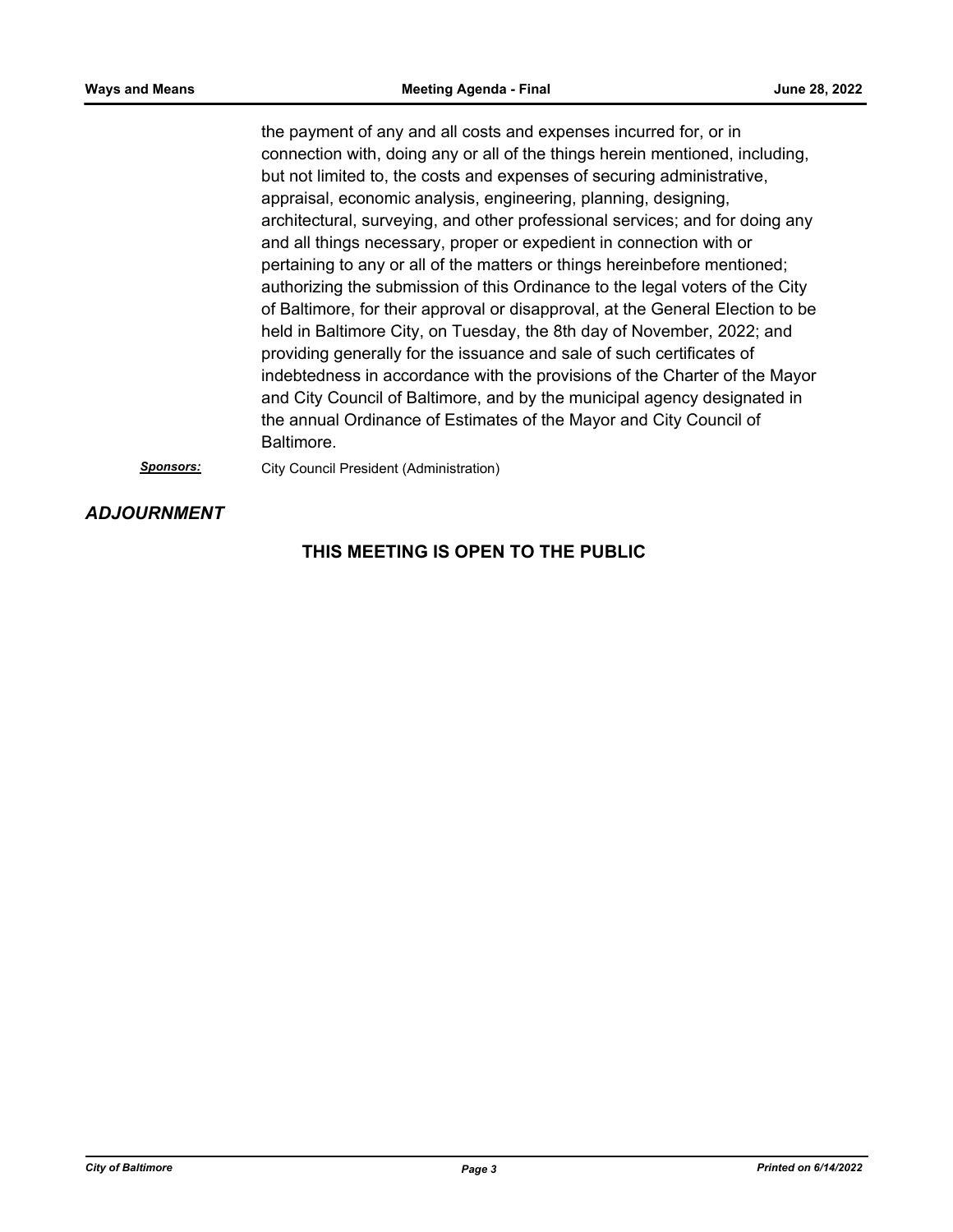the payment of any and all costs and expenses incurred for, or in connection with, doing any or all of the things herein mentioned, including, but not limited to, the costs and expenses of securing administrative, appraisal, economic analysis, engineering, planning, designing, architectural, surveying, and other professional services; and for doing any and all things necessary, proper or expedient in connection with or pertaining to any or all of the matters or things hereinbefore mentioned; authorizing the submission of this Ordinance to the legal voters of the City of Baltimore, for their approval or disapproval, at the General Election to be held in Baltimore City, on Tuesday, the 8th day of November, 2022; and providing generally for the issuance and sale of such certificates of indebtedness in accordance with the provisions of the Charter of the Mayor and City Council of Baltimore, and by the municipal agency designated in the annual Ordinance of Estimates of the Mayor and City Council of Baltimore.

***Sponsors:*** City Council President (Administration)

## *ADJOURNMENT*

**THIS MEETING IS OPEN TO THE PUBLIC**